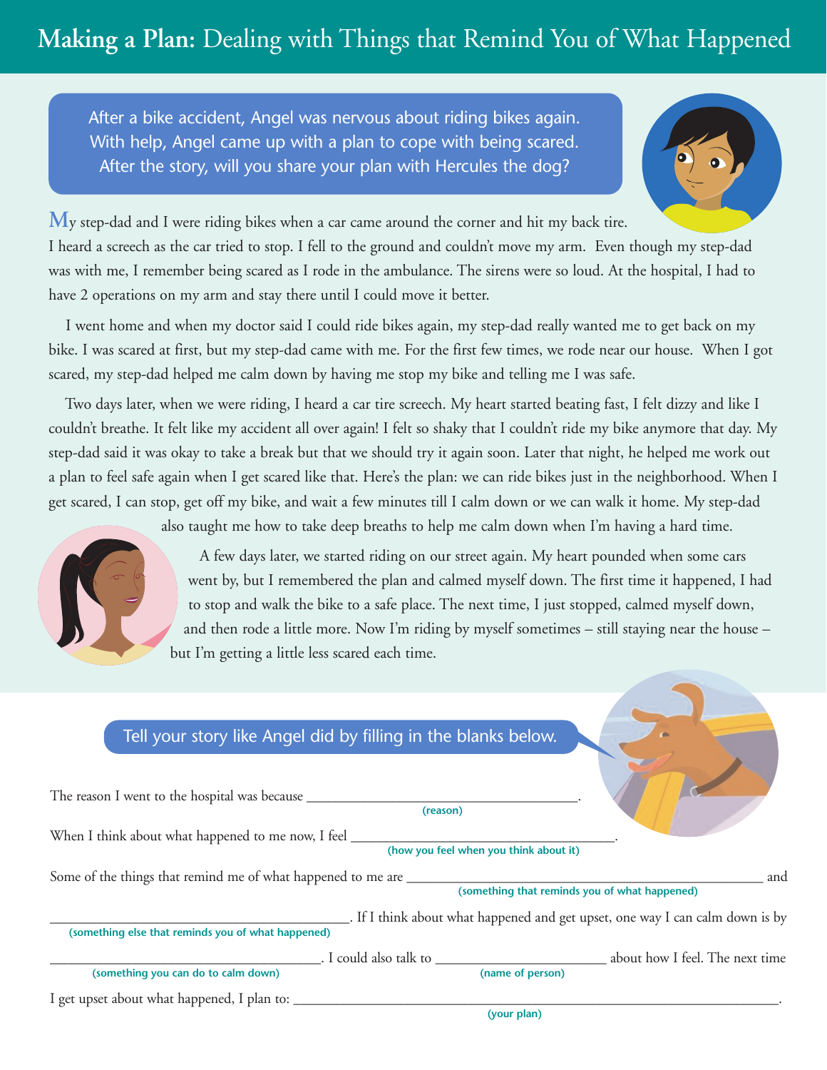# **Making a Plan:** Dealing with Things that Remind You of What Happened

After a bike accident, Angel was nervous about riding bikes again. With help, Angel came up with a plan to cope with being scared. After the story, will you share your plan with Hercules the dog?

My step-dad and I were riding bikes when a car came around the corner and hit my back tire. I heard a screech as the car tried to stop. I fell to the ground and couldn't move my arm. Even though my step-dad was with me, I remember being scared as I rode in the ambulance. The sirens were so loud. At the hospital, I had to have 2 operations on my arm and stay there until I could move it better.

I went home and when my doctor said I could ride bikes again, my step-dad really wanted me to get back on my bike. I was scared at first, but my step-dad came with me. For the first few times, we rode near our house. When I got scared, my step-dad helped me calm down by having me stop my bike and telling me I was safe.

Two days later, when we were riding, I heard a car tire screech. My heart started beating fast, I felt dizzy and like I couldn't breathe. It felt like my accident all over again! I felt so shaky that I couldn't ride my bike anymore that day. My step-dad said it was okay to take a break but that we should try it again soon. Later that night, he helped me work out a plan to feel safe again when I get scared like that. Here's the plan: we can ride bikes just in the neighborhood. When I get scared, I can stop, get off my bike, and wait a few minutes till I calm down or we can walk it home. My step-dad also taught me how to take deep breaths to help me calm down when I'm having a hard time.

A few days later, we started riding on our street again. My heart pounded when some cars went by, but I remembered the plan and calmed myself down. The first time it happened, I had to stop and walk the bike to a safe place. The next time, I just stopped, calmed myself down, and then rode a little more. Now I'm riding by myself sometimes – still staying near the house – but I'm getting a little less scared each time.

Tell your story like Angel did by filling in the blanks below.

The reason I went to the hospital was because ________________________________________.
(reason)

When I think about what happened to me now, I feel ________________________________________.
(how you feel when you think about it)

Some of the things that remind me of what happened to me are ________________________________________ and
(something that reminds you of what happened)

________________________________________. If I think about what happened and get upset, one way I can calm down is by
(something else that reminds you of what happened)

________________________________________. I could also talk to ________________________ about how I feel. The next time
(something you can do to calm down) (name of person)

I get upset about what happened, I plan to: ________________________________________________________________.
(your plan)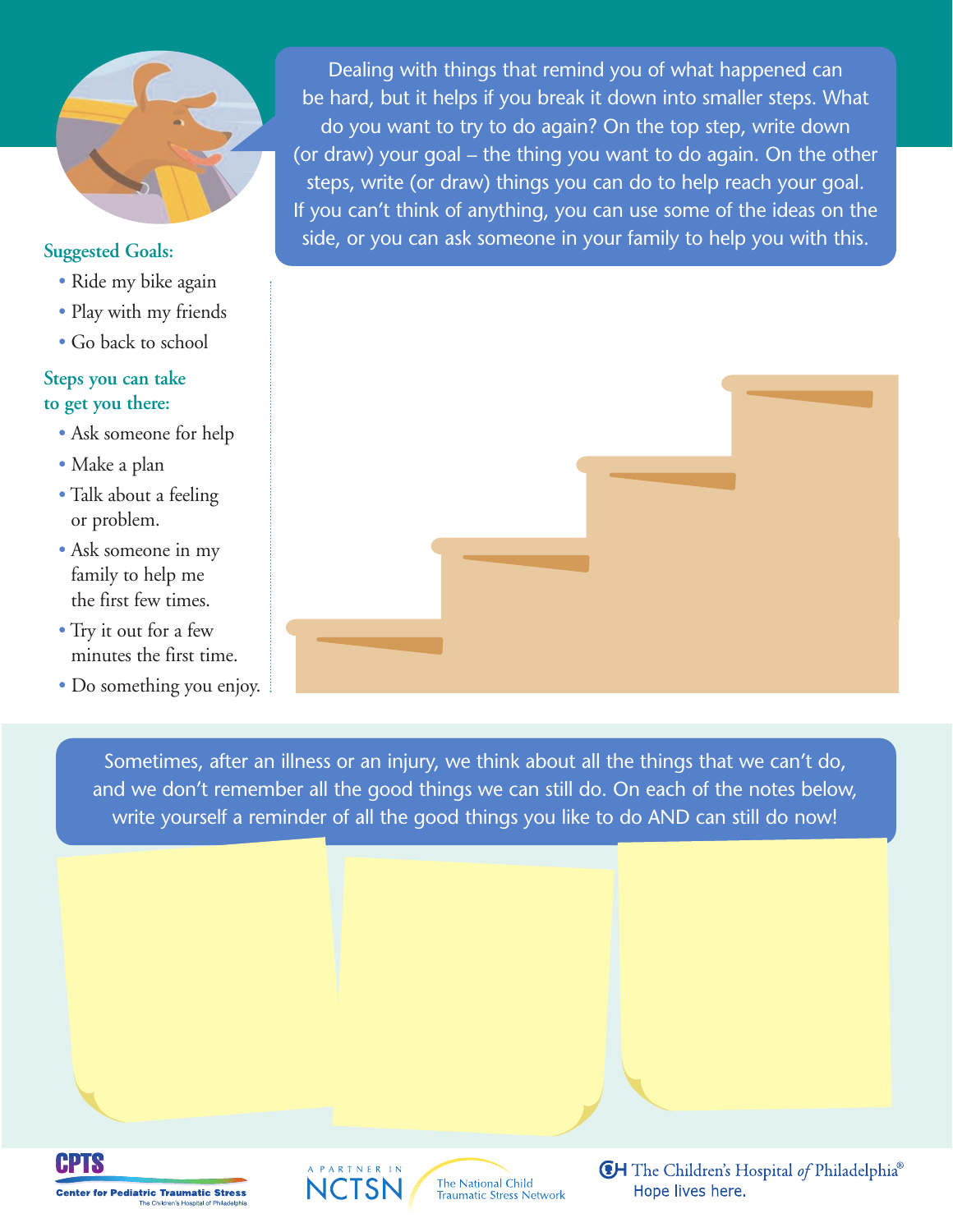Dealing with things that remind you of what happened can be hard, but it helps if you break it down into smaller steps. What do you want to try to do again? On the top step, write down (or draw) your goal – the thing you want to do again. On the other steps, write (or draw) things you can do to help reach your goal. If you can't think of anything, you can use some of the ideas on the side, or you can ask someone in your family to help you with this.

### Suggested Goals:

- Ride my bike again
- Play with my friends
- Go back to school

### Steps you can take to get you there:

- Ask someone for help
- Make a plan
- Talk about a feeling or problem.
- Ask someone in my family to help me the first few times.
- Try it out for a few minutes the first time.
- Do something you enjoy.

Sometimes, after an illness or an injury, we think about all the things that we can't do, and we don't remember all the good things we can still do. On each of the notes below, write yourself a reminder of all the good things you like to do AND can still do now!

CPTS Center for Pediatric Traumatic Stress — The Children's Hospital of Philadelphia

A PARTNER IN NCTSN — The National Child Traumatic Stress Network

The Children's Hospital *of* Philadelphia® — Hope lives here.